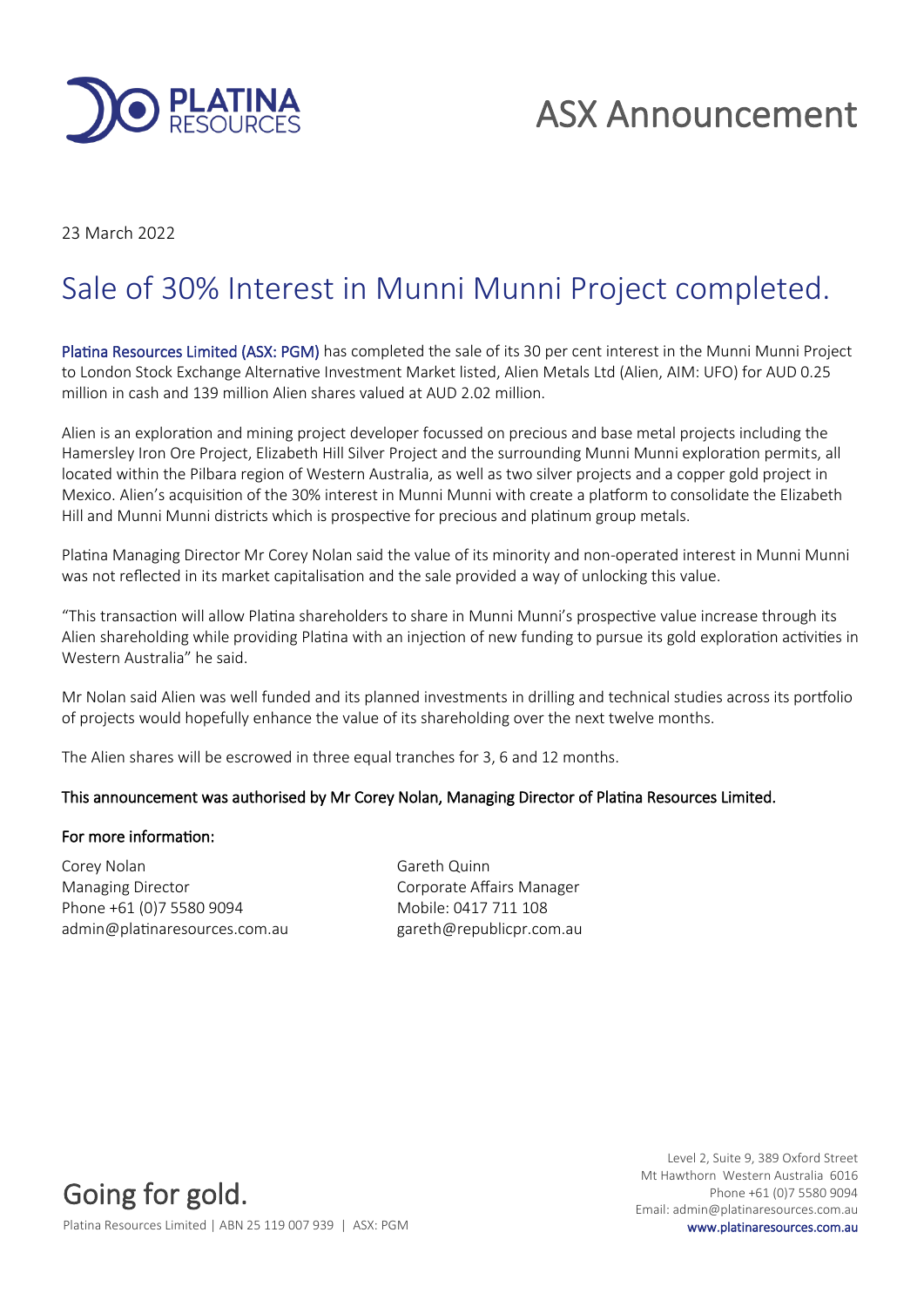# ASX Announcement

23 March 2022

## Sale of 30% Interest in Munni Munni Project completed.

Platina Resources Limited (ASX: PGM) has completed the sale of its 30 per cent interest in the Munni Munni Project to London Stock Exchange Alternative Investment Market listed, Alien Metals Ltd (Alien, AIM: UFO) for AUD 0.25 million in cash and 139 million Alien shares valued at AUD 2.02 million.

Alien is an exploration and mining project developer focussed on precious and base metal projects including the Hamersley Iron Ore Project, Elizabeth Hill Silver Project and the surrounding Munni Munni exploration permits, all located within the Pilbara region of Western Australia, as well as two silver projects and a copper gold project in Mexico. Alien's acquisition of the 30% interest in Munni Munni with create a platform to consolidate the Elizabeth Hill and Munni Munni districts which is prospective for precious and platinum group metals.

Platina Managing Director Mr Corey Nolan said the value of its minority and non-operated interest in Munni Munni was not reflected in its market capitalisation and the sale provided a way of unlocking this value.

"This transaction will allow Platina shareholders to share in Munni Munni's prospective value increase through its Alien shareholding while providing Platina with an injection of new funding to pursue its gold exploration activities in Western Australia" he said.

Mr Nolan said Alien was well funded and its planned investments in drilling and technical studies across its portfolio of projects would hopefully enhance the value of its shareholding over the next twelve months.

The Alien shares will be escrowed in three equal tranches for 3, 6 and 12 months.

This announcement was authorised by Mr Corey Nolan, Managing Director of Platina Resources Limited.

**For more information:**

Corey Nolan
Managing Director
Phone +61 (0)7 5580 9094
admin@platinaresources.com.au

Gareth Quinn
Corporate Affairs Manager
Mobile: 0417 711 108
gareth@republicpr.com.au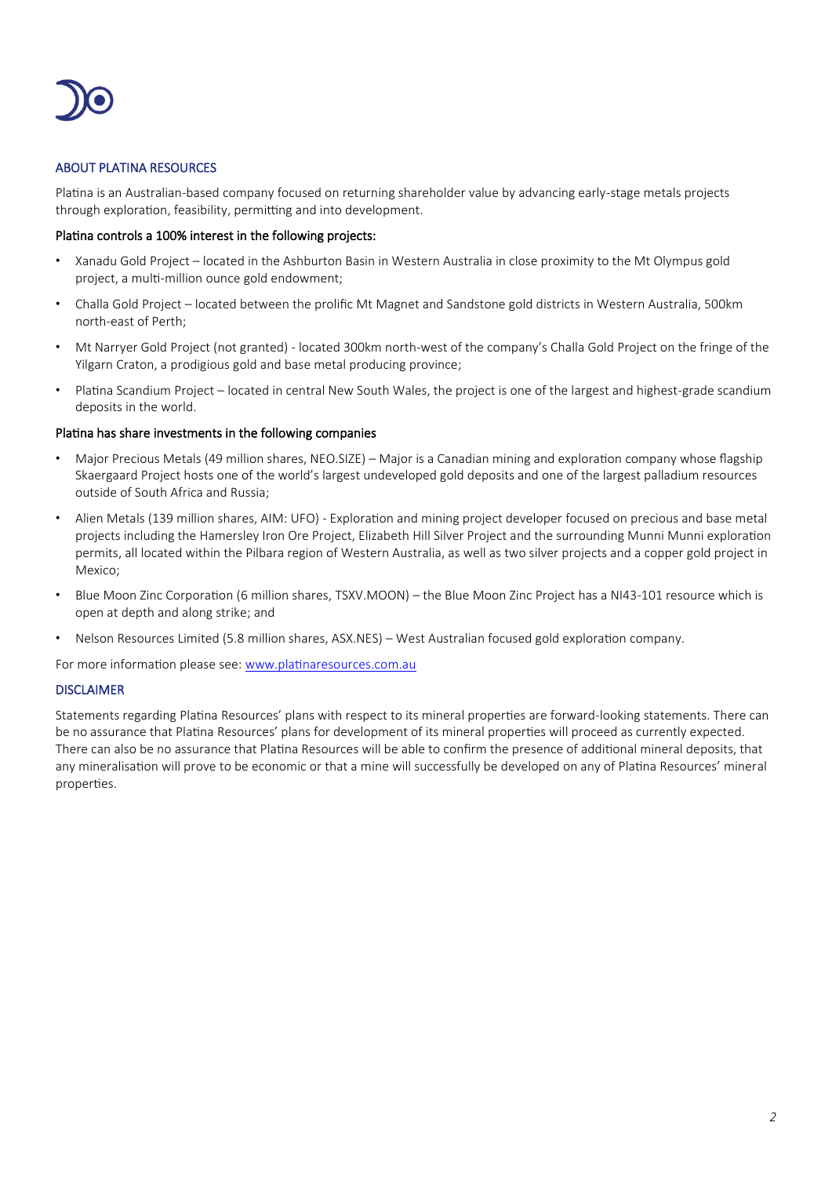## ABOUT PLATINA RESOURCES

Platina is an Australian-based company focused on returning shareholder value by advancing early-stage metals projects through exploration, feasibility, permitting and into development.

**Platina controls a 100% interest in the following projects:**

- Xanadu Gold Project – located in the Ashburton Basin in Western Australia in close proximity to the Mt Olympus gold project, a multi-million ounce gold endowment;
- Challa Gold Project – located between the prolific Mt Magnet and Sandstone gold districts in Western Australia, 500km north-east of Perth;
- Mt Narryer Gold Project (not granted) - located 300km north-west of the company's Challa Gold Project on the fringe of the Yilgarn Craton, a prodigious gold and base metal producing province;
- Platina Scandium Project – located in central New South Wales, the project is one of the largest and highest-grade scandium deposits in the world.

**Platina has share investments in the following companies**

- Major Precious Metals (49 million shares, NEO.SIZE) – Major is a Canadian mining and exploration company whose flagship Skaergaard Project hosts one of the world's largest undeveloped gold deposits and one of the largest palladium resources outside of South Africa and Russia;
- Alien Metals (139 million shares, AIM: UFO) - Exploration and mining project developer focused on precious and base metal projects including the Hamersley Iron Ore Project, Elizabeth Hill Silver Project and the surrounding Munni Munni exploration permits, all located within the Pilbara region of Western Australia, as well as two silver projects and a copper gold project in Mexico;
- Blue Moon Zinc Corporation (6 million shares, TSXV.MOON) – the Blue Moon Zinc Project has a NI43-101 resource which is open at depth and along strike; and
- Nelson Resources Limited (5.8 million shares, ASX.NES) – West Australian focused gold exploration company.

For more information please see: www.platinaresources.com.au

## DISCLAIMER

Statements regarding Platina Resources' plans with respect to its mineral properties are forward-looking statements. There can be no assurance that Platina Resources' plans for development of its mineral properties will proceed as currently expected. There can also be no assurance that Platina Resources will be able to confirm the presence of additional mineral deposits, that any mineralisation will prove to be economic or that a mine will successfully be developed on any of Platina Resources' mineral properties.